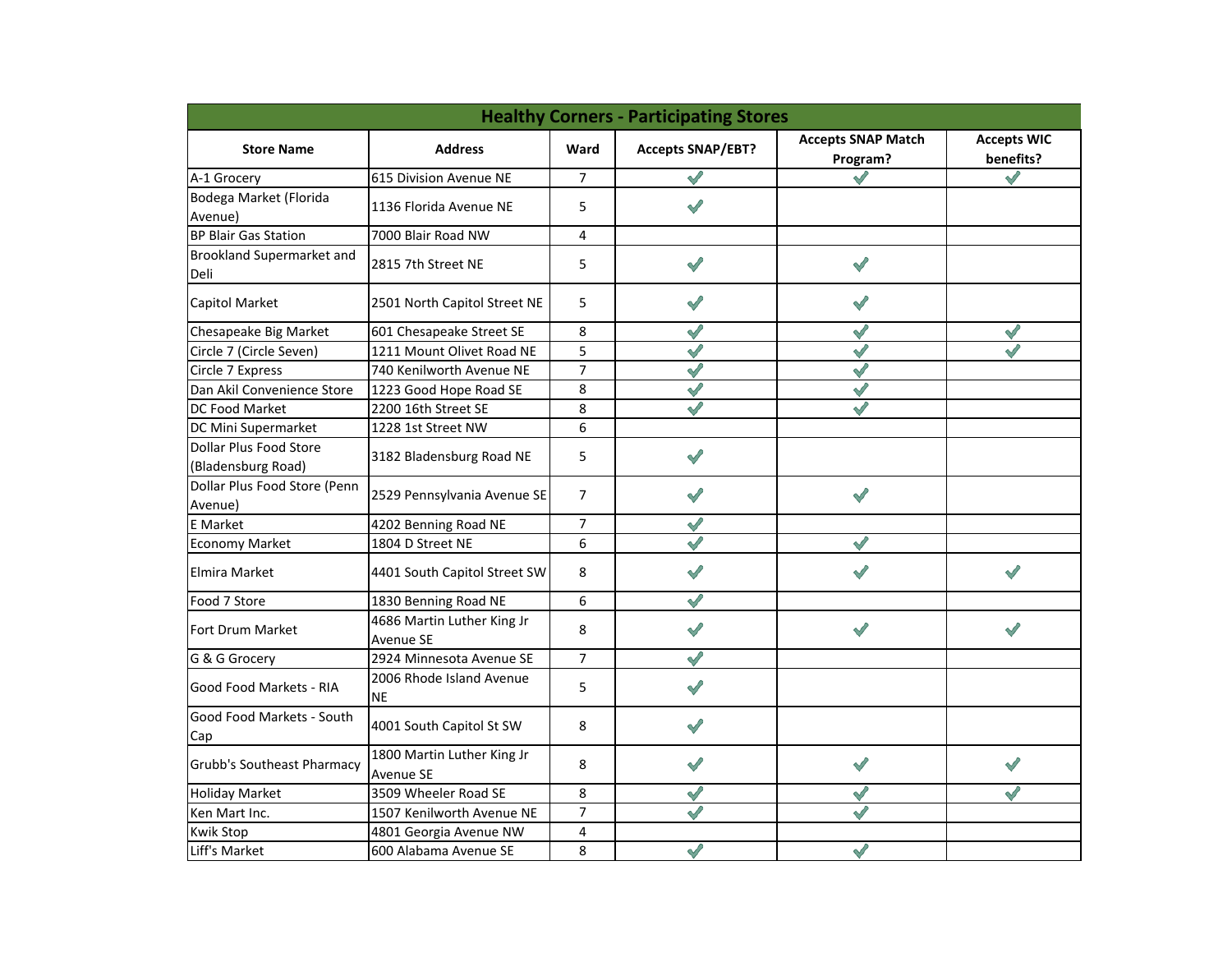| Healthy Corners - Participating Stores | | | | | |
|---|---|---|---|---|---|
| **Store Name** | **Address** | **Ward** | **Accepts SNAP/EBT?** | **Accepts SNAP Match Program?** | **Accepts WIC benefits?** |
| A-1 Grocery | 615 Division Avenue NE | 7 | ✓ | ✓ | ✓ |
| Bodega Market (Florida Avenue) | 1136 Florida Avenue NE | 5 | ✓ | | |
| BP Blair Gas Station | 7000 Blair Road NW | 4 | | | |
| Brookland Supermarket and Deli | 2815 7th Street NE | 5 | ✓ | ✓ | |
| Capitol Market | 2501 North Capitol Street NE | 5 | ✓ | ✓ | |
| Chesapeake Big Market | 601 Chesapeake Street SE | 8 | ✓ | ✓ | ✓ |
| Circle 7 (Circle Seven) | 1211 Mount Olivet Road NE | 5 | ✓ | ✓ | ✓ |
| Circle 7 Express | 740 Kenilworth Avenue NE | 7 | ✓ | ✓ | |
| Dan Akil Convenience Store | 1223 Good Hope Road SE | 8 | ✓ | ✓ | |
| DC Food Market | 2200 16th Street SE | 8 | ✓ | ✓ | |
| DC Mini Supermarket | 1228 1st Street NW | 6 | | | |
| Dollar Plus Food Store (Bladensburg Road) | 3182 Bladensburg Road NE | 5 | ✓ | | |
| Dollar Plus Food Store (Penn Avenue) | 2529 Pennsylvania Avenue SE | 7 | ✓ | ✓ | |
| E Market | 4202 Benning Road NE | 7 | ✓ | | |
| Economy Market | 1804 D Street NE | 6 | ✓ | ✓ | |
| Elmira Market | 4401 South Capitol Street SW | 8 | ✓ | ✓ | ✓ |
| Food 7 Store | 1830 Benning Road NE | 6 | ✓ | | |
| Fort Drum Market | 4686 Martin Luther King Jr Avenue SE | 8 | ✓ | ✓ | ✓ |
| G & G Grocery | 2924 Minnesota Avenue SE | 7 | ✓ | | |
| Good Food Markets - RIA | 2006 Rhode Island Avenue NE | 5 | ✓ | | |
| Good Food Markets - South Cap | 4001 South Capitol St SW | 8 | ✓ | | |
| Grubb's Southeast Pharmacy | 1800 Martin Luther King Jr Avenue SE | 8 | ✓ | ✓ | ✓ |
| Holiday Market | 3509 Wheeler Road SE | 8 | ✓ | ✓ | ✓ |
| Ken Mart Inc. | 1507 Kenilworth Avenue NE | 7 | ✓ | ✓ | |
| Kwik Stop | 4801 Georgia Avenue NW | 4 | | | |
| Liff's Market | 600 Alabama Avenue SE | 8 | ✓ | ✓ | |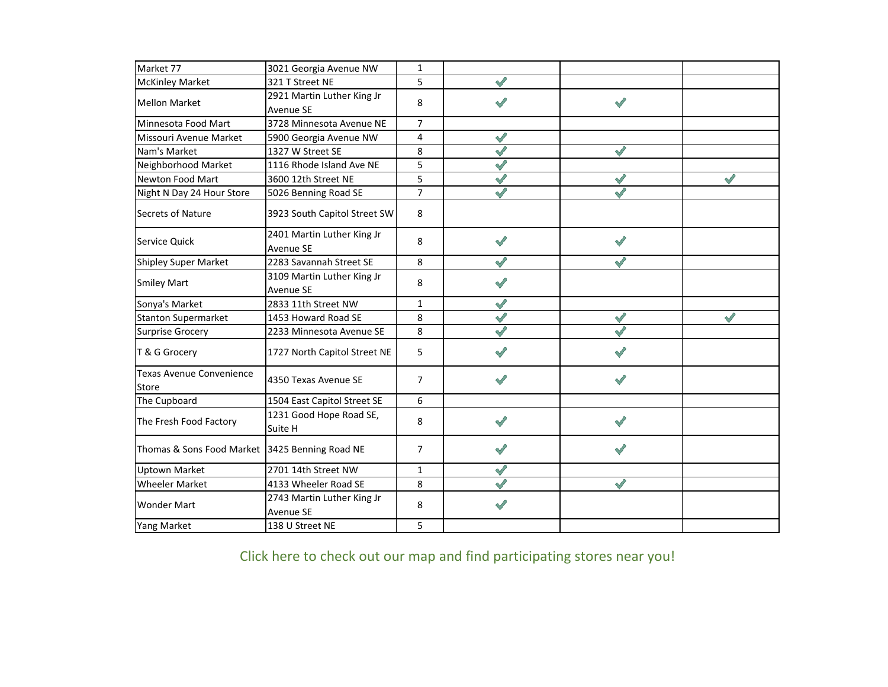| | | | | | |
|---|---|---|---|---|---|
| Market 77 | 3021 Georgia Avenue NW | 1 | | | |
| McKinley Market | 321 T Street NE | 5 | ✓ | | |
| Mellon Market | 2921 Martin Luther King Jr Avenue SE | 8 | ✓ | ✓ | |
| Minnesota Food Mart | 3728 Minnesota Avenue NE | 7 | | | |
| Missouri Avenue Market | 5900 Georgia Avenue NW | 4 | ✓ | | |
| Nam's Market | 1327 W Street SE | 8 | ✓ | ✓ | |
| Neighborhood Market | 1116 Rhode Island Ave NE | 5 | ✓ | | |
| Newton Food Mart | 3600 12th Street NE | 5 | ✓ | ✓ | ✓ |
| Night N Day 24 Hour Store | 5026 Benning Road SE | 7 | ✓ | ✓ | |
| Secrets of Nature | 3923 South Capitol Street SW | 8 | | | |
| Service Quick | 2401 Martin Luther King Jr Avenue SE | 8 | ✓ | ✓ | |
| Shipley Super Market | 2283 Savannah Street SE | 8 | ✓ | ✓ | |
| Smiley Mart | 3109 Martin Luther King Jr Avenue SE | 8 | ✓ | | |
| Sonya's Market | 2833 11th Street NW | 1 | ✓ | | |
| Stanton Supermarket | 1453 Howard Road SE | 8 | ✓ | ✓ | ✓ |
| Surprise Grocery | 2233 Minnesota Avenue SE | 8 | ✓ | ✓ | |
| T & G Grocery | 1727 North Capitol Street NE | 5 | ✓ | ✓ | |
| Texas Avenue Convenience Store | 4350 Texas Avenue SE | 7 | ✓ | ✓ | |
| The Cupboard | 1504 East Capitol Street SE | 6 | | | |
| The Fresh Food Factory | 1231 Good Hope Road SE, Suite H | 8 | ✓ | ✓ | |
| Thomas & Sons Food Market | 3425 Benning Road NE | 7 | ✓ | ✓ | |
| Uptown Market | 2701 14th Street NW | 1 | ✓ | | |
| Wheeler Market | 4133 Wheeler Road SE | 8 | ✓ | ✓ | |
| Wonder Mart | 2743 Martin Luther King Jr Avenue SE | 8 | ✓ | | |
| Yang Market | 138 U Street NE | 5 | | | |

Click here to check out our map and find participating stores near you!